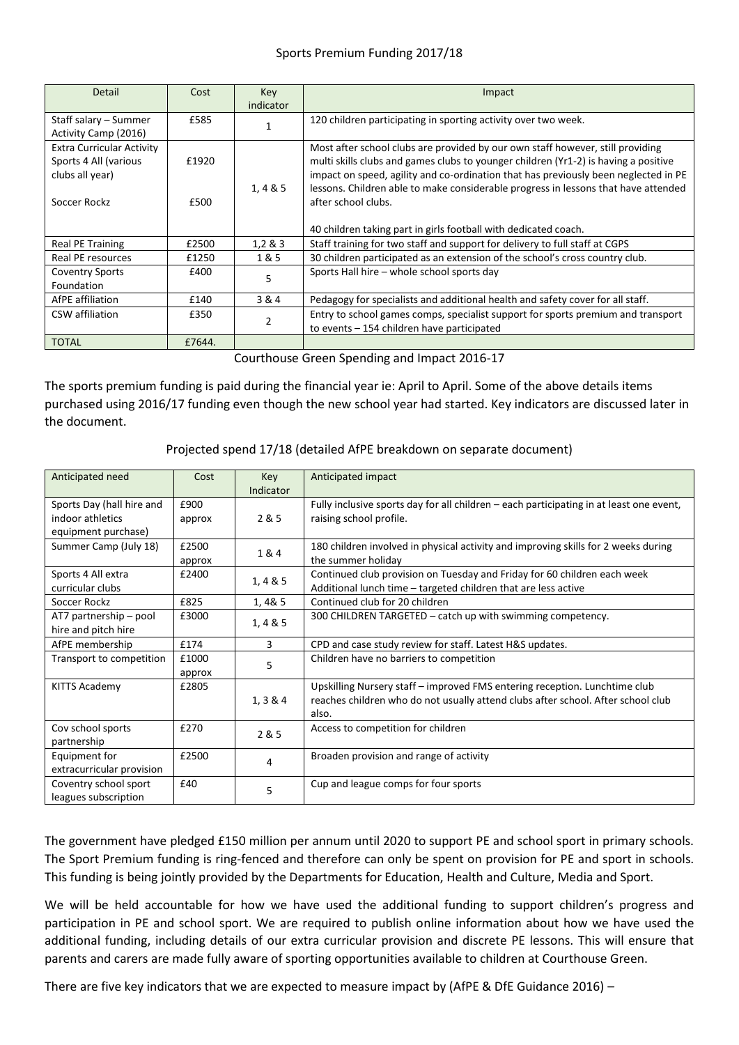# Sports Premium Funding 2017/18

| Detail | Cost | Key indicator | Impact |
| --- | --- | --- | --- |
| Staff salary – Summer Activity Camp (2016) | £585 | 1 | 120 children participating in sporting activity over two week. |
| Extra Curricular Activity Sports 4 All (various clubs all year)<br><br>Soccer Rockz | £1920<br><br>£500 | 1, 4 & 5 | Most after school clubs are provided by our own staff however, still providing multi skills clubs and games clubs to younger children (Yr1-2) is having a positive impact on speed, agility and co-ordination that has previously been neglected in PE lessons. Children able to make considerable progress in lessons that have attended after school clubs.<br><br>40 children taking part in girls football with dedicated coach. |
| Real PE Training | £2500 | 1,2 & 3 | Staff training for two staff and support for delivery to full staff at CGPS |
| Real PE resources | £1250 | 1 & 5 | 30 children participated as an extension of the school's cross country club. |
| Coventry Sports Foundation | £400 | 5 | Sports Hall hire – whole school sports day |
| AfPE affiliation | £140 | 3 & 4 | Pedagogy for specialists and additional health and safety cover for all staff. |
| CSW affiliation | £350 | 2 | Entry to school games comps, specialist support for sports premium and transport to events – 154 children have participated |
| TOTAL | £7644. | | |

Courthouse Green Spending and Impact 2016-17

The sports premium funding is paid during the financial year ie: April to April. Some of the above details items purchased using 2016/17 funding even though the new school year had started. Key indicators are discussed later in the document.

Projected spend 17/18 (detailed AfPE breakdown on separate document)

| Anticipated need | Cost | Key Indicator | Anticipated impact |
| --- | --- | --- | --- |
| Sports Day (hall hire and indoor athletics equipment purchase) | £900 approx | 2 & 5 | Fully inclusive sports day for all children – each participating in at least one event, raising school profile. |
| Summer Camp (July 18) | £2500 approx | 1 & 4 | 180 children involved in physical activity and improving skills for 2 weeks during the summer holiday |
| Sports 4 All extra curricular clubs | £2400 | 1, 4 & 5 | Continued club provision on Tuesday and Friday for 60 children each week<br>Additional lunch time – targeted children that are less active |
| Soccer Rockz | £825 | 1, 4& 5 | Continued club for 20 children |
| AT7 partnership – pool hire and pitch hire | £3000 | 1, 4 & 5 | 300 CHILDREN TARGETED – catch up with swimming competency. |
| AfPE membership | £174 | 3 | CPD and case study review for staff. Latest H&S updates. |
| Transport to competition | £1000 approx | 5 | Children have no barriers to competition |
| KITTS Academy | £2805 | 1, 3 & 4 | Upskilling Nursery staff – improved FMS entering reception. Lunchtime club reaches children who do not usually attend clubs after school. After school club also. |
| Cov school sports partnership | £270 | 2 & 5 | Access to competition for children |
| Equipment for extracurricular provision | £2500 | 4 | Broaden provision and range of activity |
| Coventry school sport leagues subscription | £40 | 5 | Cup and league comps for four sports |

The government have pledged £150 million per annum until 2020 to support PE and school sport in primary schools. The Sport Premium funding is ring-fenced and therefore can only be spent on provision for PE and sport in schools. This funding is being jointly provided by the Departments for Education, Health and Culture, Media and Sport.

We will be held accountable for how we have used the additional funding to support children's progress and participation in PE and school sport. We are required to publish online information about how we have used the additional funding, including details of our extra curricular provision and discrete PE lessons. This will ensure that parents and carers are made fully aware of sporting opportunities available to children at Courthouse Green.

There are five key indicators that we are expected to measure impact by (AfPE & DfE Guidance 2016) –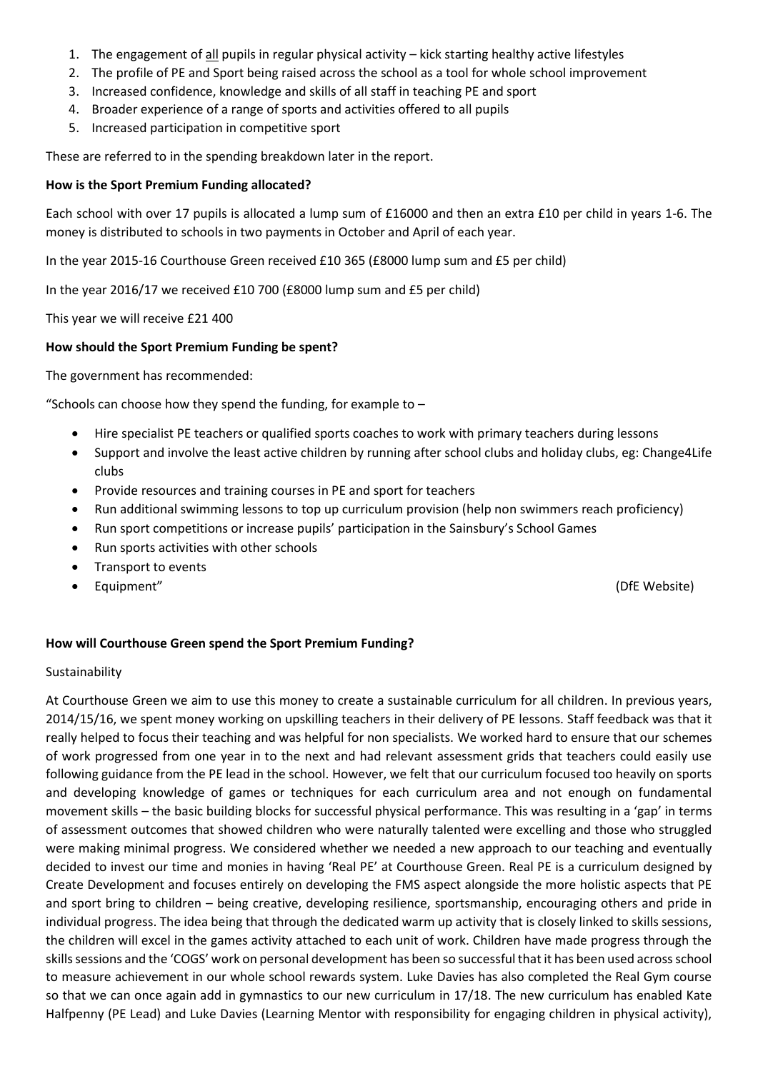1. The engagement of all pupils in regular physical activity – kick starting healthy active lifestyles
2. The profile of PE and Sport being raised across the school as a tool for whole school improvement
3. Increased confidence, knowledge and skills of all staff in teaching PE and sport
4. Broader experience of a range of sports and activities offered to all pupils
5. Increased participation in competitive sport

These are referred to in the spending breakdown later in the report.

**How is the Sport Premium Funding allocated?**

Each school with over 17 pupils is allocated a lump sum of £16000 and then an extra £10 per child in years 1-6. The money is distributed to schools in two payments in October and April of each year.

In the year 2015-16 Courthouse Green received £10 365 (£8000 lump sum and £5 per child)

In the year 2016/17 we received £10 700 (£8000 lump sum and £5 per child)

This year we will receive £21 400

**How should the Sport Premium Funding be spent?**

The government has recommended:

"Schools can choose how they spend the funding, for example to –

- Hire specialist PE teachers or qualified sports coaches to work with primary teachers during lessons
- Support and involve the least active children by running after school clubs and holiday clubs, eg: Change4Life clubs
- Provide resources and training courses in PE and sport for teachers
- Run additional swimming lessons to top up curriculum provision (help non swimmers reach proficiency)
- Run sport competitions or increase pupils' participation in the Sainsbury's School Games
- Run sports activities with other schools
- Transport to events
- Equipment" (DfE Website)

**How will Courthouse Green spend the Sport Premium Funding?**

Sustainability

At Courthouse Green we aim to use this money to create a sustainable curriculum for all children. In previous years, 2014/15/16, we spent money working on upskilling teachers in their delivery of PE lessons. Staff feedback was that it really helped to focus their teaching and was helpful for non specialists. We worked hard to ensure that our schemes of work progressed from one year in to the next and had relevant assessment grids that teachers could easily use following guidance from the PE lead in the school. However, we felt that our curriculum focused too heavily on sports and developing knowledge of games or techniques for each curriculum area and not enough on fundamental movement skills – the basic building blocks for successful physical performance. This was resulting in a 'gap' in terms of assessment outcomes that showed children who were naturally talented were excelling and those who struggled were making minimal progress. We considered whether we needed a new approach to our teaching and eventually decided to invest our time and monies in having 'Real PE' at Courthouse Green. Real PE is a curriculum designed by Create Development and focuses entirely on developing the FMS aspect alongside the more holistic aspects that PE and sport bring to children – being creative, developing resilience, sportsmanship, encouraging others and pride in individual progress. The idea being that through the dedicated warm up activity that is closely linked to skills sessions, the children will excel in the games activity attached to each unit of work. Children have made progress through the skills sessions and the 'COGS' work on personal development has been so successful that it has been used across school to measure achievement in our whole school rewards system. Luke Davies has also completed the Real Gym course so that we can once again add in gymnastics to our new curriculum in 17/18. The new curriculum has enabled Kate Halfpenny (PE Lead) and Luke Davies (Learning Mentor with responsibility for engaging children in physical activity),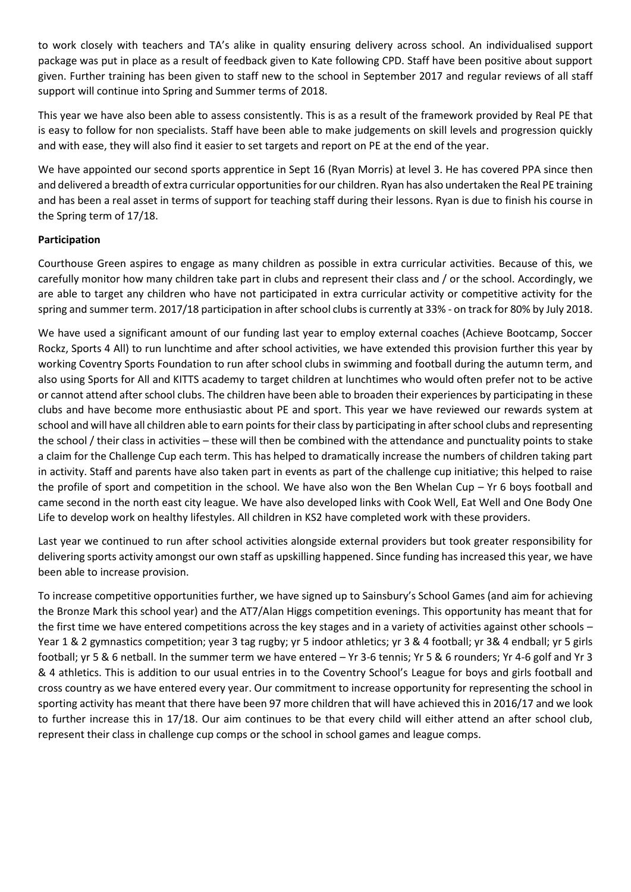to work closely with teachers and TA's alike in quality ensuring delivery across school. An individualised support package was put in place as a result of feedback given to Kate following CPD. Staff have been positive about support given. Further training has been given to staff new to the school in September 2017 and regular reviews of all staff support will continue into Spring and Summer terms of 2018.

This year we have also been able to assess consistently. This is as a result of the framework provided by Real PE that is easy to follow for non specialists. Staff have been able to make judgements on skill levels and progression quickly and with ease, they will also find it easier to set targets and report on PE at the end of the year.

We have appointed our second sports apprentice in Sept 16 (Ryan Morris) at level 3. He has covered PPA since then and delivered a breadth of extra curricular opportunities for our children. Ryan has also undertaken the Real PE training and has been a real asset in terms of support for teaching staff during their lessons. Ryan is due to finish his course in the Spring term of 17/18.

**Participation**

Courthouse Green aspires to engage as many children as possible in extra curricular activities. Because of this, we carefully monitor how many children take part in clubs and represent their class and / or the school. Accordingly, we are able to target any children who have not participated in extra curricular activity or competitive activity for the spring and summer term. 2017/18 participation in after school clubs is currently at 33% - on track for 80% by July 2018.

We have used a significant amount of our funding last year to employ external coaches (Achieve Bootcamp, Soccer Rockz, Sports 4 All) to run lunchtime and after school activities, we have extended this provision further this year by working Coventry Sports Foundation to run after school clubs in swimming and football during the autumn term, and also using Sports for All and KITTS academy to target children at lunchtimes who would often prefer not to be active or cannot attend after school clubs. The children have been able to broaden their experiences by participating in these clubs and have become more enthusiastic about PE and sport. This year we have reviewed our rewards system at school and will have all children able to earn points for their class by participating in after school clubs and representing the school / their class in activities – these will then be combined with the attendance and punctuality points to stake a claim for the Challenge Cup each term. This has helped to dramatically increase the numbers of children taking part in activity. Staff and parents have also taken part in events as part of the challenge cup initiative; this helped to raise the profile of sport and competition in the school. We have also won the Ben Whelan Cup – Yr 6 boys football and came second in the north east city league. We have also developed links with Cook Well, Eat Well and One Body One Life to develop work on healthy lifestyles. All children in KS2 have completed work with these providers.

Last year we continued to run after school activities alongside external providers but took greater responsibility for delivering sports activity amongst our own staff as upskilling happened. Since funding has increased this year, we have been able to increase provision.

To increase competitive opportunities further, we have signed up to Sainsbury's School Games (and aim for achieving the Bronze Mark this school year) and the AT7/Alan Higgs competition evenings. This opportunity has meant that for the first time we have entered competitions across the key stages and in a variety of activities against other schools – Year 1 & 2 gymnastics competition; year 3 tag rugby; yr 5 indoor athletics; yr 3 & 4 football; yr 3& 4 endball; yr 5 girls football; yr 5 & 6 netball. In the summer term we have entered – Yr 3-6 tennis; Yr 5 & 6 rounders; Yr 4-6 golf and Yr 3 & 4 athletics. This is addition to our usual entries in to the Coventry School's League for boys and girls football and cross country as we have entered every year. Our commitment to increase opportunity for representing the school in sporting activity has meant that there have been 97 more children that will have achieved this in 2016/17 and we look to further increase this in 17/18. Our aim continues to be that every child will either attend an after school club, represent their class in challenge cup comps or the school in school games and league comps.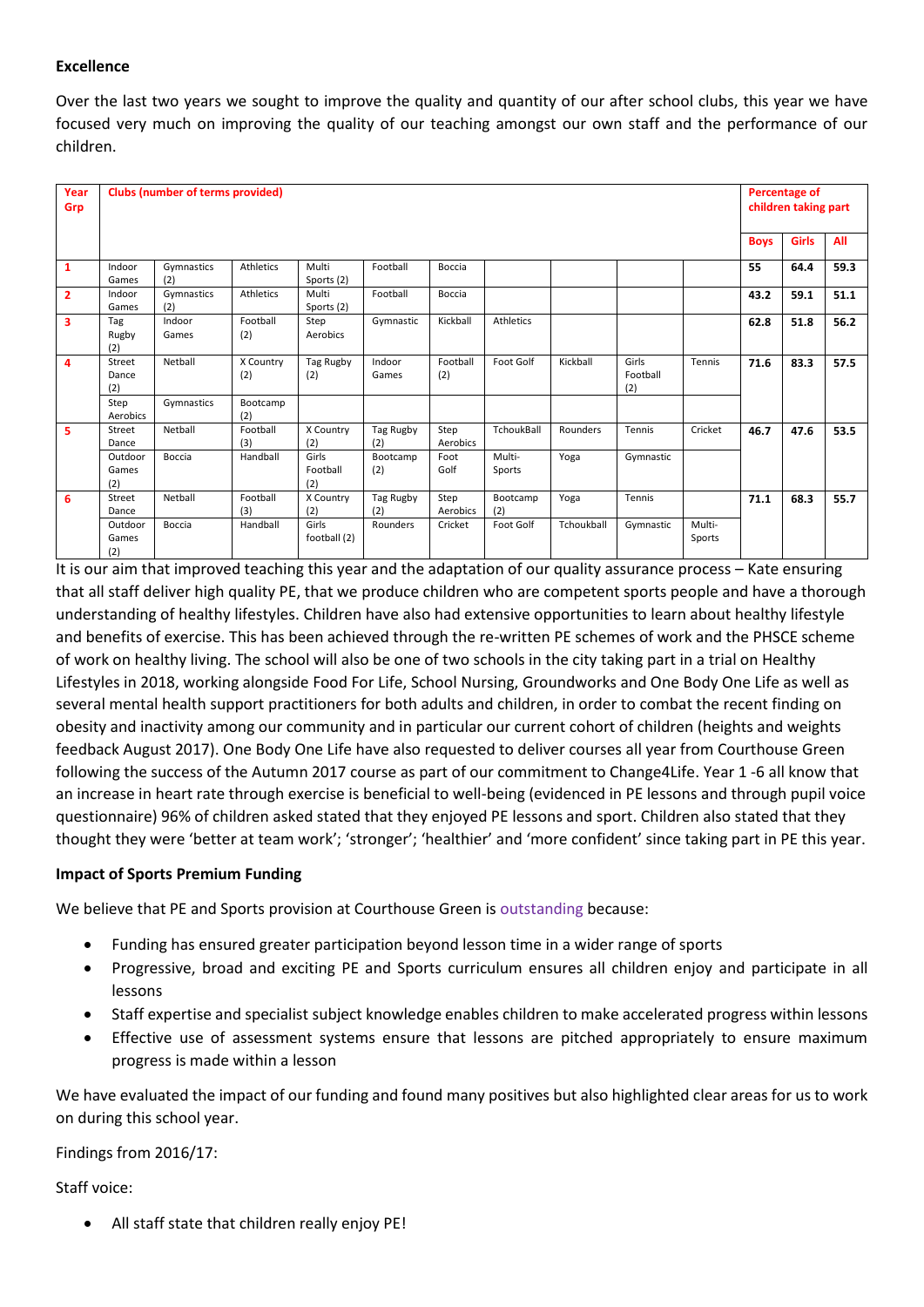**Excellence**

Over the last two years we sought to improve the quality and quantity of our after school clubs, this year we have focused very much on improving the quality of our teaching amongst our own staff and the performance of our children.

| Year Grp | Clubs (number of terms provided) | | | | | | | | | | Percentage of children taking part | | |
|---|---|---|---|---|---|---|---|---|---|---|---|---|---|
| | | | | | | | | | | | Boys | Girls | All |
| 1 | Indoor Games | Gymnastics (2) | Athletics | Multi Sports (2) | Football | Boccia | | | | | 55 | 64.4 | 59.3 |
| 2 | Indoor Games | Gymnastics (2) | Athletics | Multi Sports (2) | Football | Boccia | | | | | 43.2 | 59.1 | 51.1 |
| 3 | Tag Rugby (2) | Indoor Games | Football (2) | Step Aerobics | Gymnastic | Kickball | Athletics | | | | 62.8 | 51.8 | 56.2 |
| 4 | Street Dance (2) | Netball | X Country (2) | Tag Rugby (2) | Indoor Games | Football (2) | Foot Golf | Kickball | Girls Football (2) | Tennis | 71.6 | 83.3 | 57.5 |
| | Step Aerobics | Gymnastics | Bootcamp (2) | | | | | | | | | | |
| 5 | Street Dance | Netball | Football (3) | X Country (2) | Tag Rugby (2) | Step Aerobics | TchoukBall | Rounders | Tennis | Cricket | 46.7 | 47.6 | 53.5 |
| | Outdoor Games (2) | Boccia | Handball | Girls Football (2) | Bootcamp (2) | Foot Golf | Multi-Sports | Yoga | Gymnastic | | | | |
| 6 | Street Dance | Netball | Football (3) | X Country (2) | Tag Rugby (2) | Step Aerobics | Bootcamp (2) | Yoga | Tennis | | 71.1 | 68.3 | 55.7 |
| | Outdoor Games (2) | Boccia | Handball | Girls football (2) | Rounders | Cricket | Foot Golf | Tchoukball | Gymnastic | Multi-Sports | | | |

It is our aim that improved teaching this year and the adaptation of our quality assurance process – Kate ensuring that all staff deliver high quality PE, that we produce children who are competent sports people and have a thorough understanding of healthy lifestyles. Children have also had extensive opportunities to learn about healthy lifestyle and benefits of exercise. This has been achieved through the re-written PE schemes of work and the PHSCE scheme of work on healthy living. The school will also be one of two schools in the city taking part in a trial on Healthy Lifestyles in 2018, working alongside Food For Life, School Nursing, Groundworks and One Body One Life as well as several mental health support practitioners for both adults and children, in order to combat the recent finding on obesity and inactivity among our community and in particular our current cohort of children (heights and weights feedback August 2017). One Body One Life have also requested to deliver courses all year from Courthouse Green following the success of the Autumn 2017 course as part of our commitment to Change4Life. Year 1 -6 all know that an increase in heart rate through exercise is beneficial to well-being (evidenced in PE lessons and through pupil voice questionnaire) 96% of children asked stated that they enjoyed PE lessons and sport. Children also stated that they thought they were 'better at team work'; 'stronger'; 'healthier' and 'more confident' since taking part in PE this year.

**Impact of Sports Premium Funding**

We believe that PE and Sports provision at Courthouse Green is outstanding because:

- Funding has ensured greater participation beyond lesson time in a wider range of sports
- Progressive, broad and exciting PE and Sports curriculum ensures all children enjoy and participate in all lessons
- Staff expertise and specialist subject knowledge enables children to make accelerated progress within lessons
- Effective use of assessment systems ensure that lessons are pitched appropriately to ensure maximum progress is made within a lesson

We have evaluated the impact of our funding and found many positives but also highlighted clear areas for us to work on during this school year.

Findings from 2016/17:

Staff voice:

- All staff state that children really enjoy PE!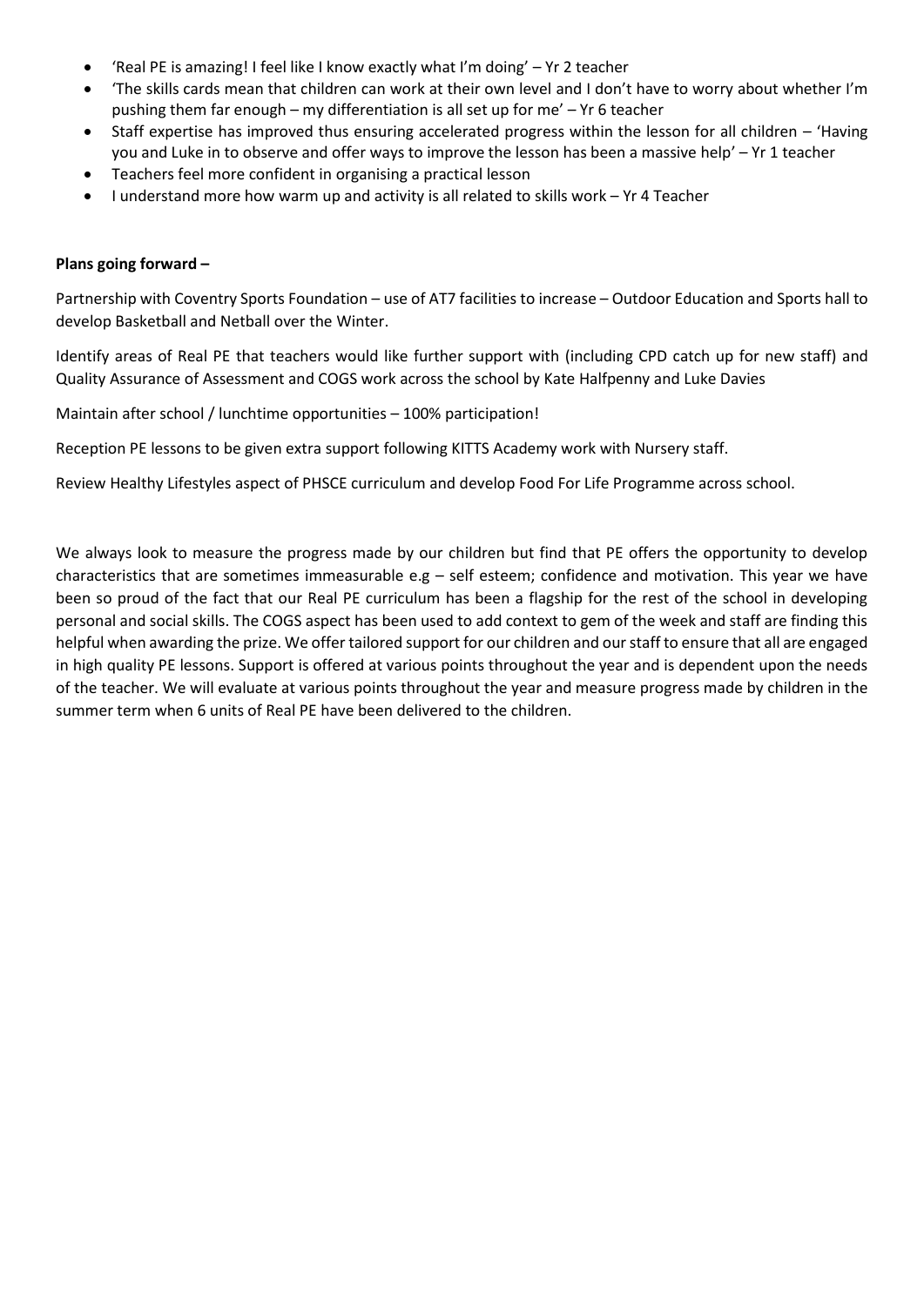- 'Real PE is amazing! I feel like I know exactly what I'm doing' – Yr 2 teacher
- 'The skills cards mean that children can work at their own level and I don't have to worry about whether I'm pushing them far enough – my differentiation is all set up for me' – Yr 6 teacher
- Staff expertise has improved thus ensuring accelerated progress within the lesson for all children – 'Having you and Luke in to observe and offer ways to improve the lesson has been a massive help' – Yr 1 teacher
- Teachers feel more confident in organising a practical lesson
- I understand more how warm up and activity is all related to skills work – Yr 4 Teacher

**Plans going forward –**

Partnership with Coventry Sports Foundation – use of AT7 facilities to increase – Outdoor Education and Sports hall to develop Basketball and Netball over the Winter.

Identify areas of Real PE that teachers would like further support with (including CPD catch up for new staff) and Quality Assurance of Assessment and COGS work across the school by Kate Halfpenny and Luke Davies

Maintain after school / lunchtime opportunities – 100% participation!

Reception PE lessons to be given extra support following KITTS Academy work with Nursery staff.

Review Healthy Lifestyles aspect of PHSCE curriculum and develop Food For Life Programme across school.

We always look to measure the progress made by our children but find that PE offers the opportunity to develop characteristics that are sometimes immeasurable e.g – self esteem; confidence and motivation. This year we have been so proud of the fact that our Real PE curriculum has been a flagship for the rest of the school in developing personal and social skills. The COGS aspect has been used to add context to gem of the week and staff are finding this helpful when awarding the prize. We offer tailored support for our children and our staff to ensure that all are engaged in high quality PE lessons. Support is offered at various points throughout the year and is dependent upon the needs of the teacher. We will evaluate at various points throughout the year and measure progress made by children in the summer term when 6 units of Real PE have been delivered to the children.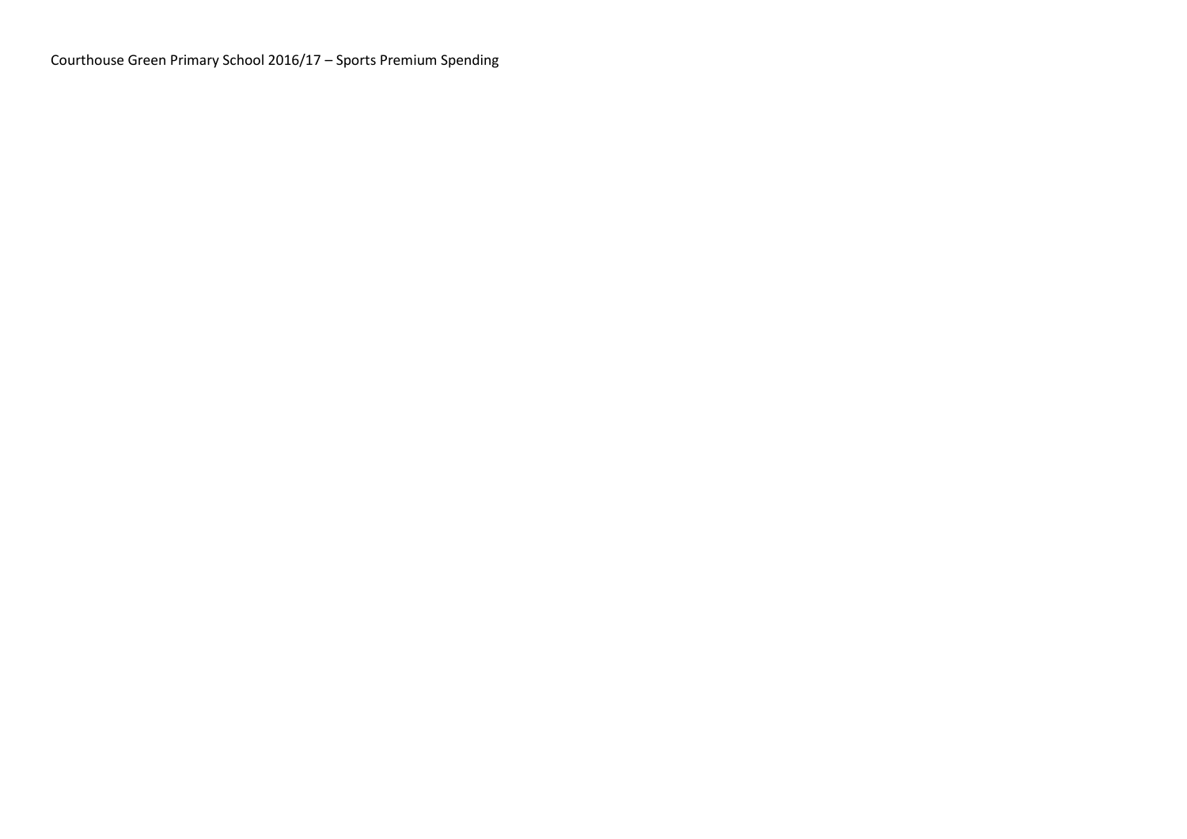Courthouse Green Primary School 2016/17 – Sports Premium Spending